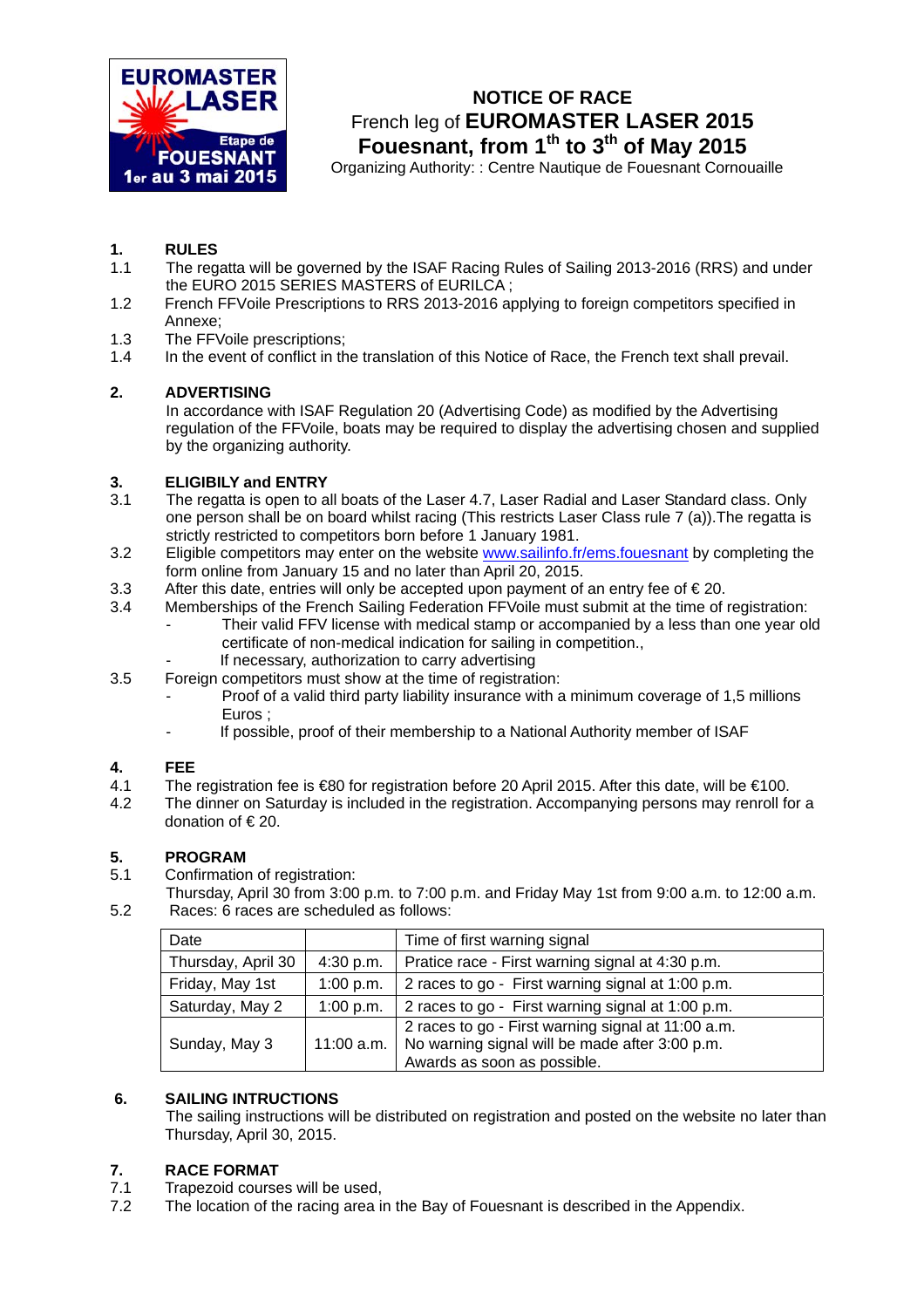EUROMASTER LASER
Etape de FOUESNANT
1er au 3 mai 2015

# NOTICE OF RACE

## French leg of **EUROMASTER LASER 2015**

## Fouesnant, from 1th to 3th of May 2015

Organizing Authority: : Centre Nautique de Fouesnant Cornouaille

### 1. RULES

1.1 The regatta will be governed by the ISAF Racing Rules of Sailing 2013-2016 (RRS) and under the EURO 2015 SERIES MASTERS of EURILCA ;

1.2 French FFVoile Prescriptions to RRS 2013-2016 applying to foreign competitors specified in Annexe;

1.3 The FFVoile prescriptions;

1.4 In the event of conflict in the translation of this Notice of Race, the French text shall prevail.

### 2. ADVERTISING

In accordance with ISAF Regulation 20 (Advertising Code) as modified by the Advertising regulation of the FFVoile, boats may be required to display the advertising chosen and supplied by the organizing authority.

### 3. ELIGIBILY and ENTRY

3.1 The regatta is open to all boats of the Laser 4.7, Laser Radial and Laser Standard class. Only one person shall be on board whilst racing (This restricts Laser Class rule 7 (a)).The regatta is strictly restricted to competitors born before 1 January 1981.

3.2 Eligible competitors may enter on the website www.sailinfo.fr/ems.fouesnant by completing the form online from January 15 and no later than April 20, 2015.

3.3 After this date, entries will only be accepted upon payment of an entry fee of € 20.

3.4 Memberships of the French Sailing Federation FFVoile must submit at the time of registration:

- Their valid FFV license with medical stamp or accompanied by a less than one year old certificate of non-medical indication for sailing in competition.,
- If necessary, authorization to carry advertising

3.5 Foreign competitors must show at the time of registration:

- Proof of a valid third party liability insurance with a minimum coverage of 1,5 millions Euros ;
- If possible, proof of their membership to a National Authority member of ISAF

### 4. FEE

4.1 The registration fee is €80 for registration before 20 April 2015. After this date, will be €100.

4.2 The dinner on Saturday is included in the registration. Accompanying persons may renroll for a donation of € 20.

### 5. PROGRAM

5.1 Confirmation of registration:
Thursday, April 30 from 3:00 p.m. to 7:00 p.m. and Friday May 1st from 9:00 a.m. to 12:00 a.m.

5.2 Races: 6 races are scheduled as follows:

| Date | | Time of first warning signal |
|---|---|---|
| Thursday, April 30 | 4:30 p.m. | Pratice race - First warning signal at 4:30 p.m. |
| Friday, May 1st | 1:00 p.m. | 2 races to go - First warning signal at 1:00 p.m. |
| Saturday, May 2 | 1:00 p.m. | 2 races to go - First warning signal at 1:00 p.m. |
| Sunday, May 3 | 11:00 a.m. | 2 races to go - First warning signal at 11:00 a.m.<br>No warning signal will be made after 3:00 p.m.<br>Awards as soon as possible. |

### 6. SAILING INTRUCTIONS

The sailing instructions will be distributed on registration and posted on the website no later than Thursday, April 30, 2015.

### 7. RACE FORMAT

7.1 Trapezoid courses will be used,

7.2 The location of the racing area in the Bay of Fouesnant is described in the Appendix.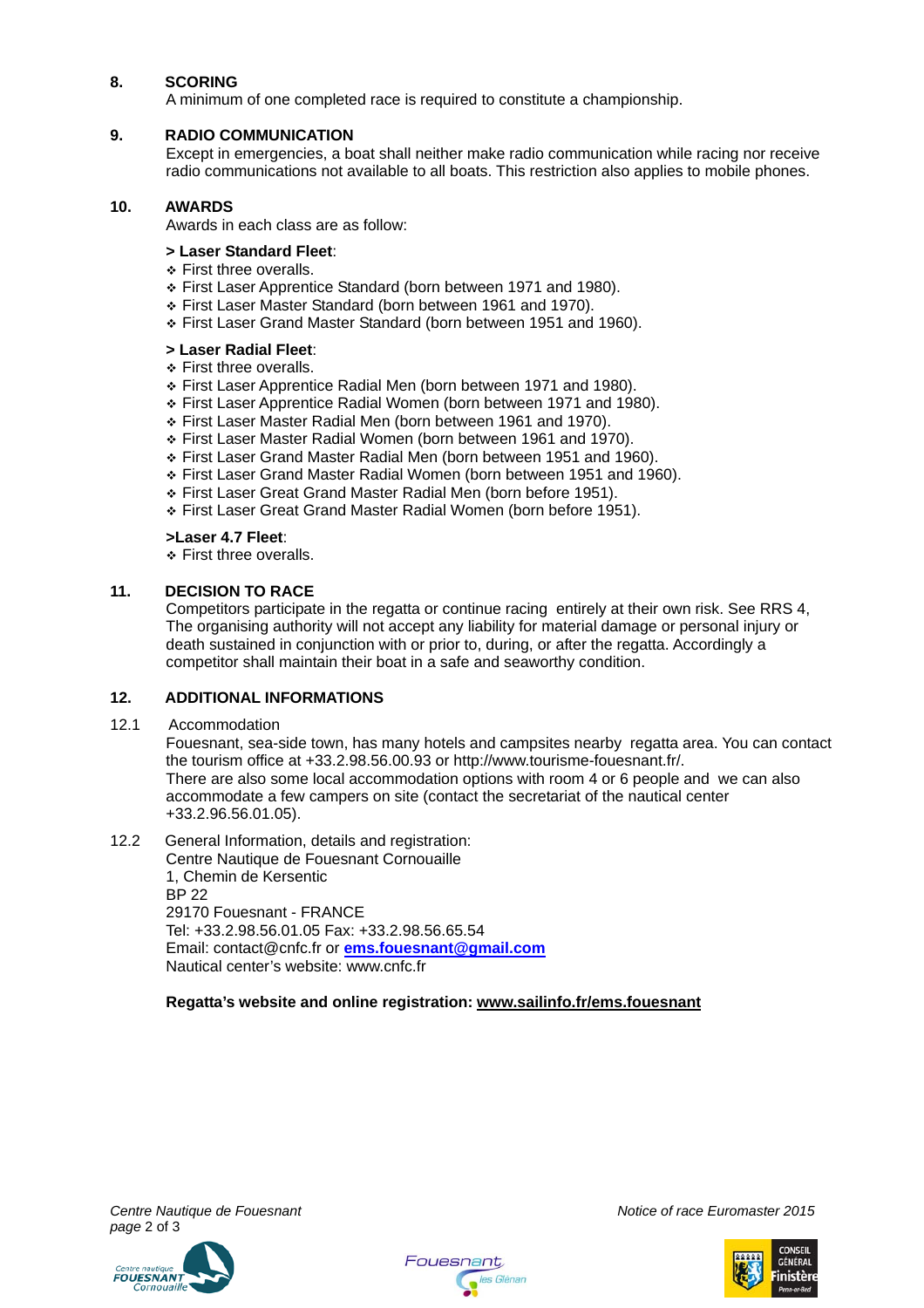## 8. SCORING

A minimum of one completed race is required to constitute a championship.

## 9. RADIO COMMUNICATION

Except in emergencies, a boat shall neither make radio communication while racing nor receive radio communications not available to all boats. This restriction also applies to mobile phones.

## 10. AWARDS

Awards in each class are as follow:

**> Laser Standard Fleet**:

- First three overalls.
- First Laser Apprentice Standard (born between 1971 and 1980).
- First Laser Master Standard (born between 1961 and 1970).
- First Laser Grand Master Standard (born between 1951 and 1960).

**> Laser Radial Fleet**:

- First three overalls.
- First Laser Apprentice Radial Men (born between 1971 and 1980).
- First Laser Apprentice Radial Women (born between 1971 and 1980).
- First Laser Master Radial Men (born between 1961 and 1970).
- First Laser Master Radial Women (born between 1961 and 1970).
- First Laser Grand Master Radial Men (born between 1951 and 1960).
- First Laser Grand Master Radial Women (born between 1951 and 1960).
- First Laser Great Grand Master Radial Men (born before 1951).
- First Laser Great Grand Master Radial Women (born before 1951).

**>Laser 4.7 Fleet**:

- First three overalls.

## 11. DECISION TO RACE

Competitors participate in the regatta or continue racing entirely at their own risk. See RRS 4, The organising authority will not accept any liability for material damage or personal injury or death sustained in conjunction with or prior to, during, or after the regatta. Accordingly a competitor shall maintain their boat in a safe and seaworthy condition.

## 12. ADDITIONAL INFORMATIONS

12.1 Accommodation

Fouesnant, sea-side town, has many hotels and campsites nearby regatta area. You can contact the tourism office at +33.2.98.56.00.93 or http://www.tourisme-fouesnant.fr/.
There are also some local accommodation options with room 4 or 6 people and we can also accommodate a few campers on site (contact the secretariat of the nautical center +33.2.96.56.01.05).

12.2 General Information, details and registration:

Centre Nautique de Fouesnant Cornouaille
1, Chemin de Kersentic
BP 22
29170 Fouesnant - FRANCE
Tel: +33.2.98.56.01.05 Fax: +33.2.98.56.65.54
Email: contact@cnfc.fr or **ems.fouesnant@gmail.com**
Nautical center's website: www.cnfc.fr

**Regatta's website and online registration: www.sailinfo.fr/ems.fouesnant**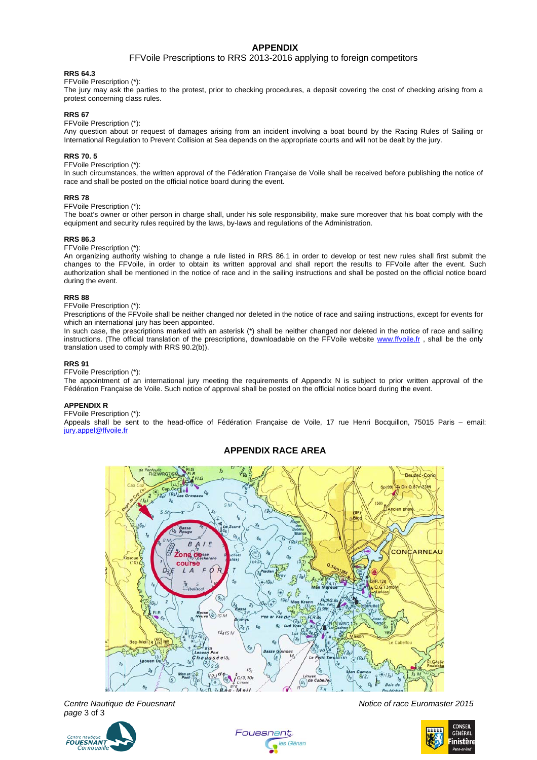# APPENDIX

## FFVoile Prescriptions to RRS 2013-2016 applying to foreign competitors

**RRS 64.3**

FFVoile Prescription (*):

The jury may ask the parties to the protest, prior to checking procedures, a deposit covering the cost of checking arising from a protest concerning class rules.

**RRS 67**

FFVoile Prescription (*):

Any question about or request of damages arising from an incident involving a boat bound by the Racing Rules of Sailing or International Regulation to Prevent Collision at Sea depends on the appropriate courts and will not be dealt by the jury.

**RRS 70. 5**

FFVoile Prescription (*):

In such circumstances, the written approval of the Fédération Française de Voile shall be received before publishing the notice of race and shall be posted on the official notice board during the event.

**RRS 78**

FFVoile Prescription (*):

The boat's owner or other person in charge shall, under his sole responsibility, make sure moreover that his boat comply with the equipment and security rules required by the laws, by-laws and regulations of the Administration.

**RRS 86.3**

FFVoile Prescription (*):

An organizing authority wishing to change a rule listed in RRS 86.1 in order to develop or test new rules shall first submit the changes to the FFVoile, in order to obtain its written approval and shall report the results to FFVoile after the event. Such authorization shall be mentioned in the notice of race and in the sailing instructions and shall be posted on the official notice board during the event.

**RRS 88**

FFVoile Prescription (*):

Prescriptions of the FFVoile shall be neither changed nor deleted in the notice of race and sailing instructions, except for events for which an international jury has been appointed.

In such case, the prescriptions marked with an asterisk (*) shall be neither changed nor deleted in the notice of race and sailing instructions. (The official translation of the prescriptions, downloadable on the FFVoile website www.ffvoile.fr , shall be the only translation used to comply with RRS 90.2(b)).

**RRS 91**

FFVoile Prescription (*):

The appointment of an international jury meeting the requirements of Appendix N is subject to prior written approval of the Fédération Française de Voile. Such notice of approval shall be posted on the official notice board during the event.

**APPENDIX R**

FFVoile Prescription (*):

Appeals shall be sent to the head-office of Fédération Française de Voile, 17 rue Henri Bocquillon, 75015 Paris – email: jury.appel@ffvoile.fr

## APPENDIX RACE AREA

Zone de course

BAIE DE LA FORÊT

CONCARNEAU

Centre Nautique de Fouesnant

Notice of race Euromaster 2015